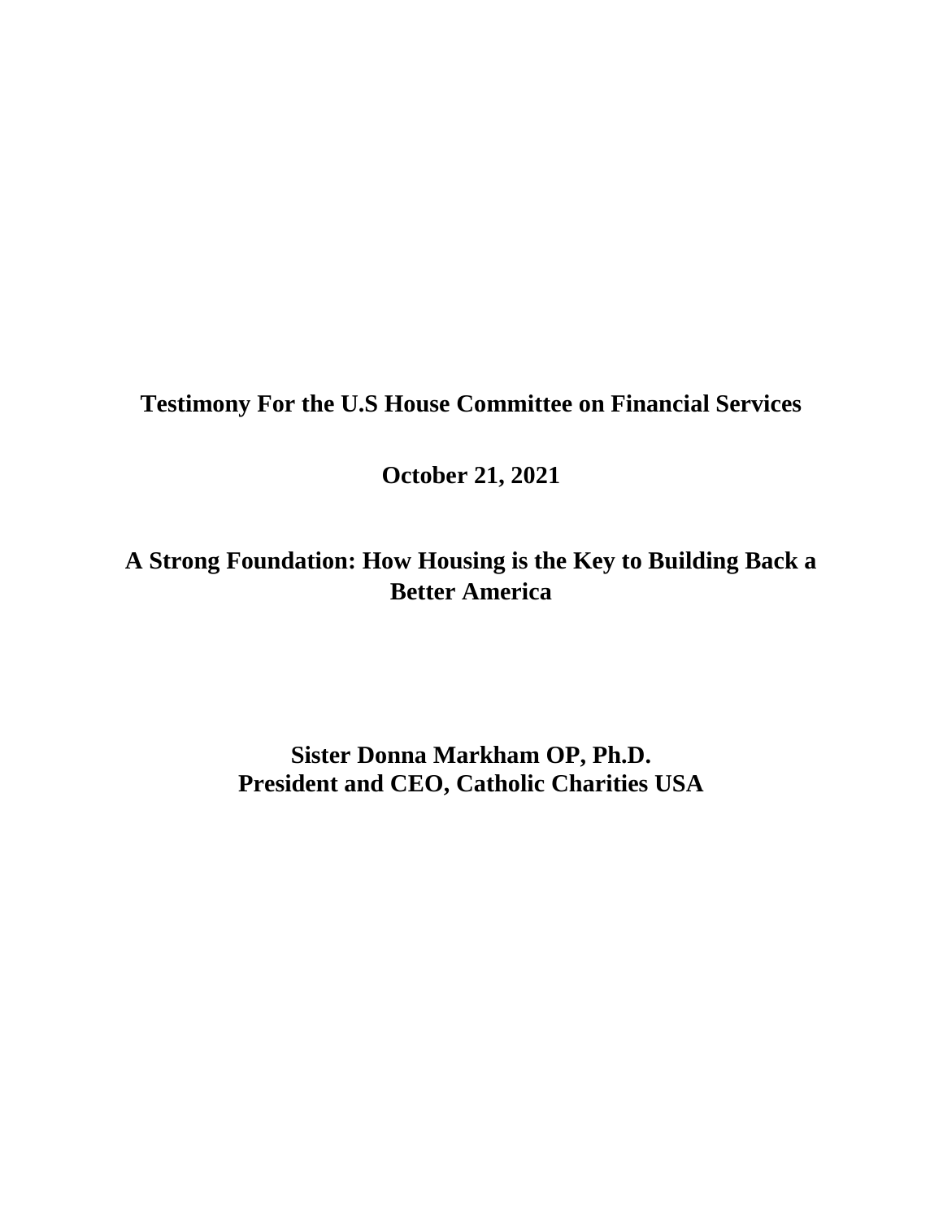**Testimony For the U.S House Committee on Financial Services**

**October 21, 2021**

**A Strong Foundation: How Housing is the Key to Building Back a Better America**

**Sister Donna Markham OP, Ph.D.**
**President and CEO, Catholic Charities USA**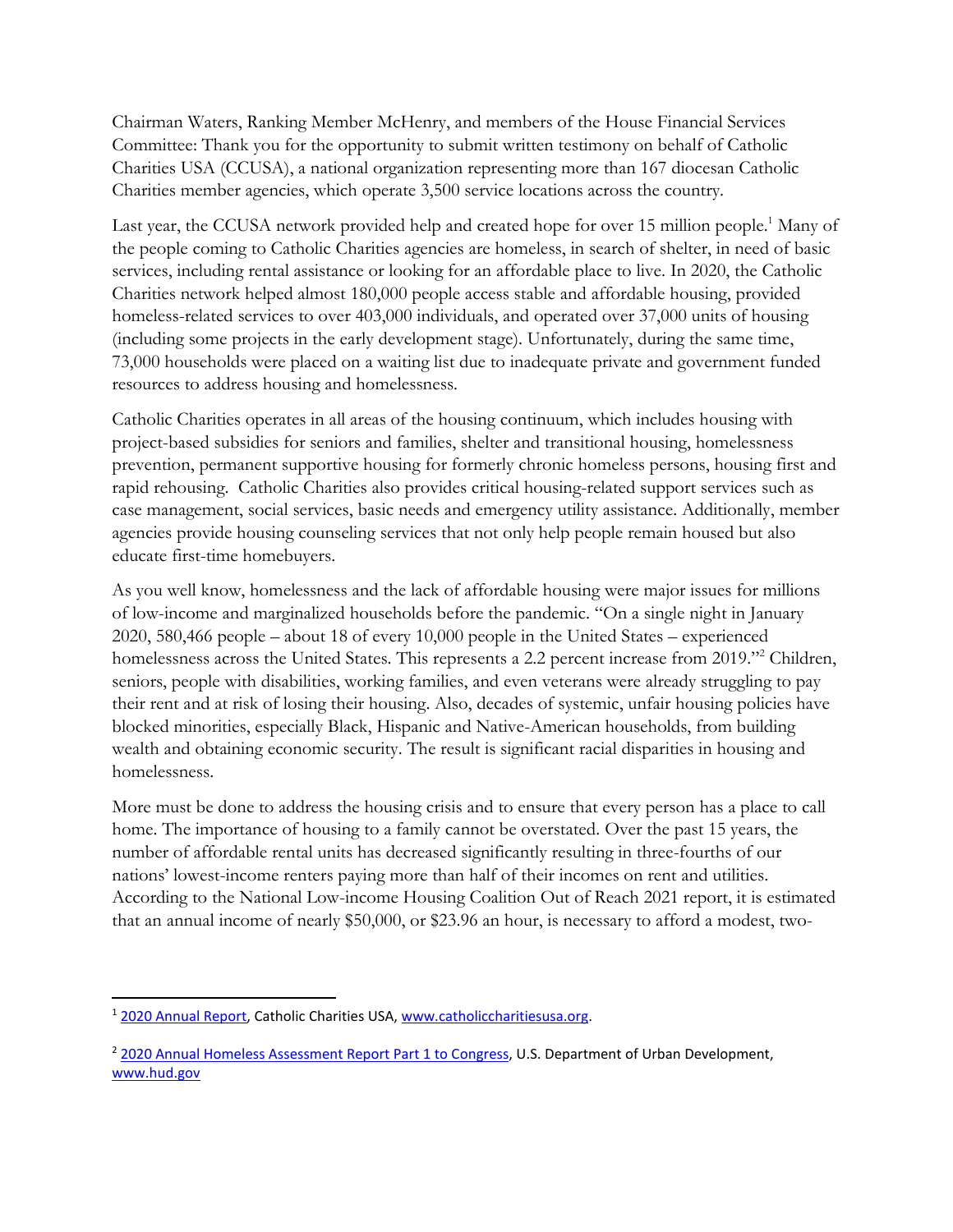Chairman Waters, Ranking Member McHenry, and members of the House Financial Services Committee: Thank you for the opportunity to submit written testimony on behalf of Catholic Charities USA (CCUSA), a national organization representing more than 167 diocesan Catholic Charities member agencies, which operate 3,500 service locations across the country.

Last year, the CCUSA network provided help and created hope for over 15 million people.[1] Many of the people coming to Catholic Charities agencies are homeless, in search of shelter, in need of basic services, including rental assistance or looking for an affordable place to live. In 2020, the Catholic Charities network helped almost 180,000 people access stable and affordable housing, provided homeless-related services to over 403,000 individuals, and operated over 37,000 units of housing (including some projects in the early development stage). Unfortunately, during the same time, 73,000 households were placed on a waiting list due to inadequate private and government funded resources to address housing and homelessness.

Catholic Charities operates in all areas of the housing continuum, which includes housing with project-based subsidies for seniors and families, shelter and transitional housing, homelessness prevention, permanent supportive housing for formerly chronic homeless persons, housing first and rapid rehousing. Catholic Charities also provides critical housing-related support services such as case management, social services, basic needs and emergency utility assistance. Additionally, member agencies provide housing counseling services that not only help people remain housed but also educate first-time homebuyers.

As you well know, homelessness and the lack of affordable housing were major issues for millions of low-income and marginalized households before the pandemic. "On a single night in January 2020, 580,466 people – about 18 of every 10,000 people in the United States – experienced homelessness across the United States. This represents a 2.2 percent increase from 2019."[2] Children, seniors, people with disabilities, working families, and even veterans were already struggling to pay their rent and at risk of losing their housing. Also, decades of systemic, unfair housing policies have blocked minorities, especially Black, Hispanic and Native-American households, from building wealth and obtaining economic security. The result is significant racial disparities in housing and homelessness.

More must be done to address the housing crisis and to ensure that every person has a place to call home. The importance of housing to a family cannot be overstated. Over the past 15 years, the number of affordable rental units has decreased significantly resulting in three-fourths of our nations' lowest-income renters paying more than half of their incomes on rent and utilities. According to the National Low-income Housing Coalition Out of Reach 2021 report, it is estimated that an annual income of nearly $50,000, or $23.96 an hour, is necessary to afford a modest, two-

---

[1] 2020 Annual Report, Catholic Charities USA, www.catholiccharitiesusa.org.

[2] 2020 Annual Homeless Assessment Report Part 1 to Congress, U.S. Department of Urban Development, www.hud.gov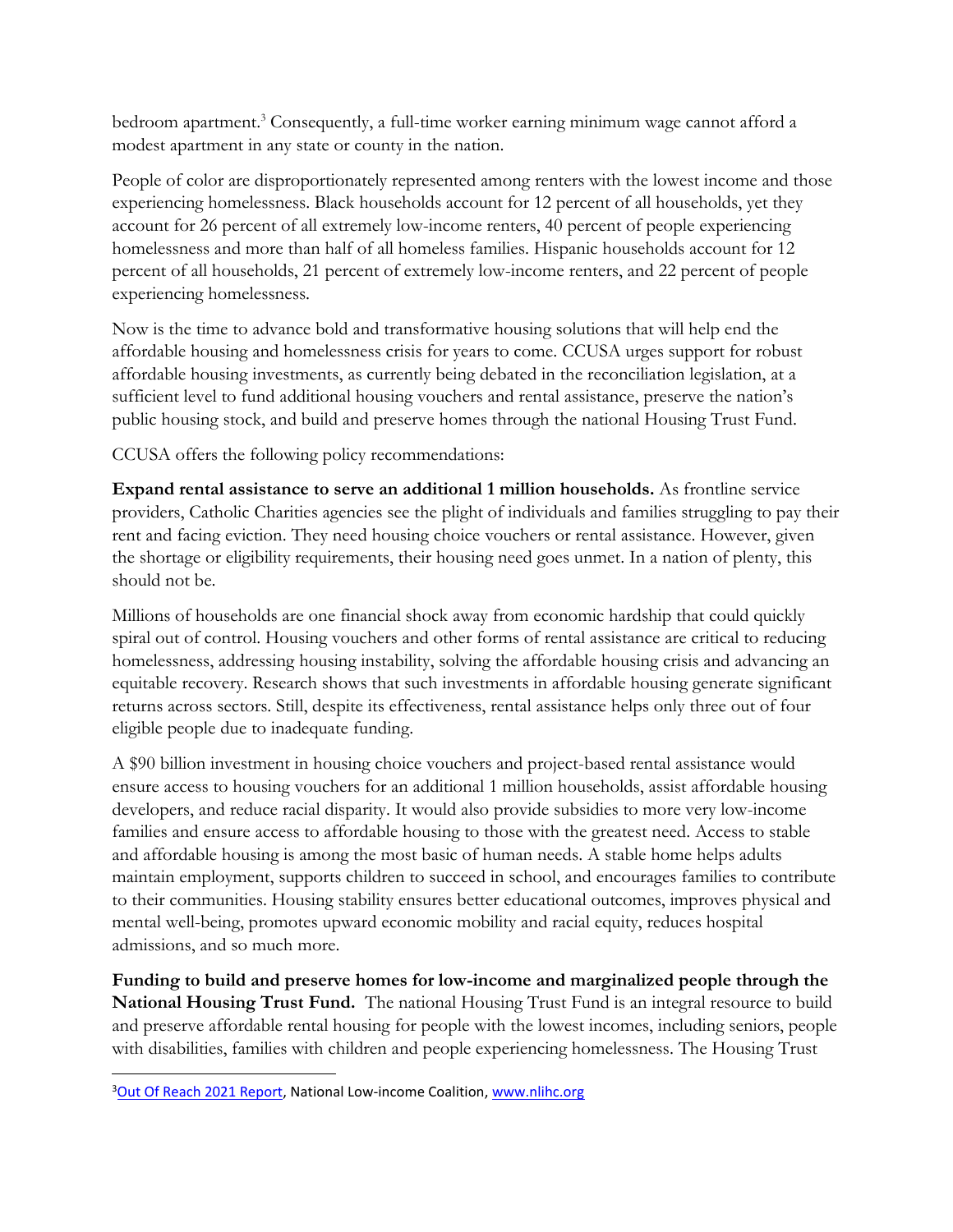bedroom apartment.[3] Consequently, a full-time worker earning minimum wage cannot afford a modest apartment in any state or county in the nation.

People of color are disproportionately represented among renters with the lowest income and those experiencing homelessness. Black households account for 12 percent of all households, yet they account for 26 percent of all extremely low-income renters, 40 percent of people experiencing homelessness and more than half of all homeless families. Hispanic households account for 12 percent of all households, 21 percent of extremely low-income renters, and 22 percent of people experiencing homelessness.

Now is the time to advance bold and transformative housing solutions that will help end the affordable housing and homelessness crisis for years to come. CCUSA urges support for robust affordable housing investments, as currently being debated in the reconciliation legislation, at a sufficient level to fund additional housing vouchers and rental assistance, preserve the nation's public housing stock, and build and preserve homes through the national Housing Trust Fund.

CCUSA offers the following policy recommendations:

**Expand rental assistance to serve an additional 1 million households.** As frontline service providers, Catholic Charities agencies see the plight of individuals and families struggling to pay their rent and facing eviction. They need housing choice vouchers or rental assistance. However, given the shortage or eligibility requirements, their housing need goes unmet. In a nation of plenty, this should not be.

Millions of households are one financial shock away from economic hardship that could quickly spiral out of control. Housing vouchers and other forms of rental assistance are critical to reducing homelessness, addressing housing instability, solving the affordable housing crisis and advancing an equitable recovery. Research shows that such investments in affordable housing generate significant returns across sectors. Still, despite its effectiveness, rental assistance helps only three out of four eligible people due to inadequate funding.

A $90 billion investment in housing choice vouchers and project-based rental assistance would ensure access to housing vouchers for an additional 1 million households, assist affordable housing developers, and reduce racial disparity. It would also provide subsidies to more very low-income families and ensure access to affordable housing to those with the greatest need. Access to stable and affordable housing is among the most basic of human needs. A stable home helps adults maintain employment, supports children to succeed in school, and encourages families to contribute to their communities. Housing stability ensures better educational outcomes, improves physical and mental well-being, promotes upward economic mobility and racial equity, reduces hospital admissions, and so much more.

**Funding to build and preserve homes for low-income and marginalized people through the National Housing Trust Fund.** The national Housing Trust Fund is an integral resource to build and preserve affordable rental housing for people with the lowest incomes, including seniors, people with disabilities, families with children and people experiencing homelessness. The Housing Trust

---

[3] Out Of Reach 2021 Report, National Low-income Coalition, www.nlihc.org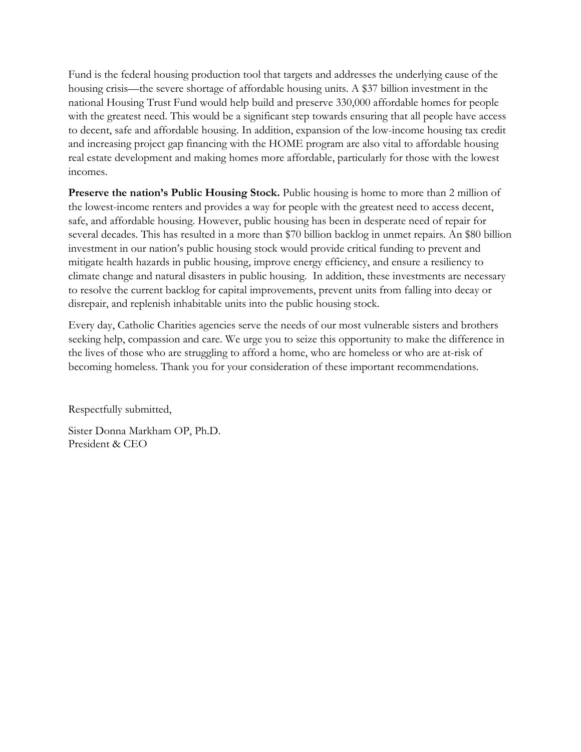Fund is the federal housing production tool that targets and addresses the underlying cause of the housing crisis—the severe shortage of affordable housing units. A $37 billion investment in the national Housing Trust Fund would help build and preserve 330,000 affordable homes for people with the greatest need. This would be a significant step towards ensuring that all people have access to decent, safe and affordable housing. In addition, expansion of the low-income housing tax credit and increasing project gap financing with the HOME program are also vital to affordable housing real estate development and making homes more affordable, particularly for those with the lowest incomes.

**Preserve the nation's Public Housing Stock.** Public housing is home to more than 2 million of the lowest-income renters and provides a way for people with the greatest need to access decent, safe, and affordable housing. However, public housing has been in desperate need of repair for several decades. This has resulted in a more than $70 billion backlog in unmet repairs. An $80 billion investment in our nation's public housing stock would provide critical funding to prevent and mitigate health hazards in public housing, improve energy efficiency, and ensure a resiliency to climate change and natural disasters in public housing. In addition, these investments are necessary to resolve the current backlog for capital improvements, prevent units from falling into decay or disrepair, and replenish inhabitable units into the public housing stock.

Every day, Catholic Charities agencies serve the needs of our most vulnerable sisters and brothers seeking help, compassion and care. We urge you to seize this opportunity to make the difference in the lives of those who are struggling to afford a home, who are homeless or who are at-risk of becoming homeless. Thank you for your consideration of these important recommendations.

Respectfully submitted,

Sister Donna Markham OP, Ph.D.
President & CEO